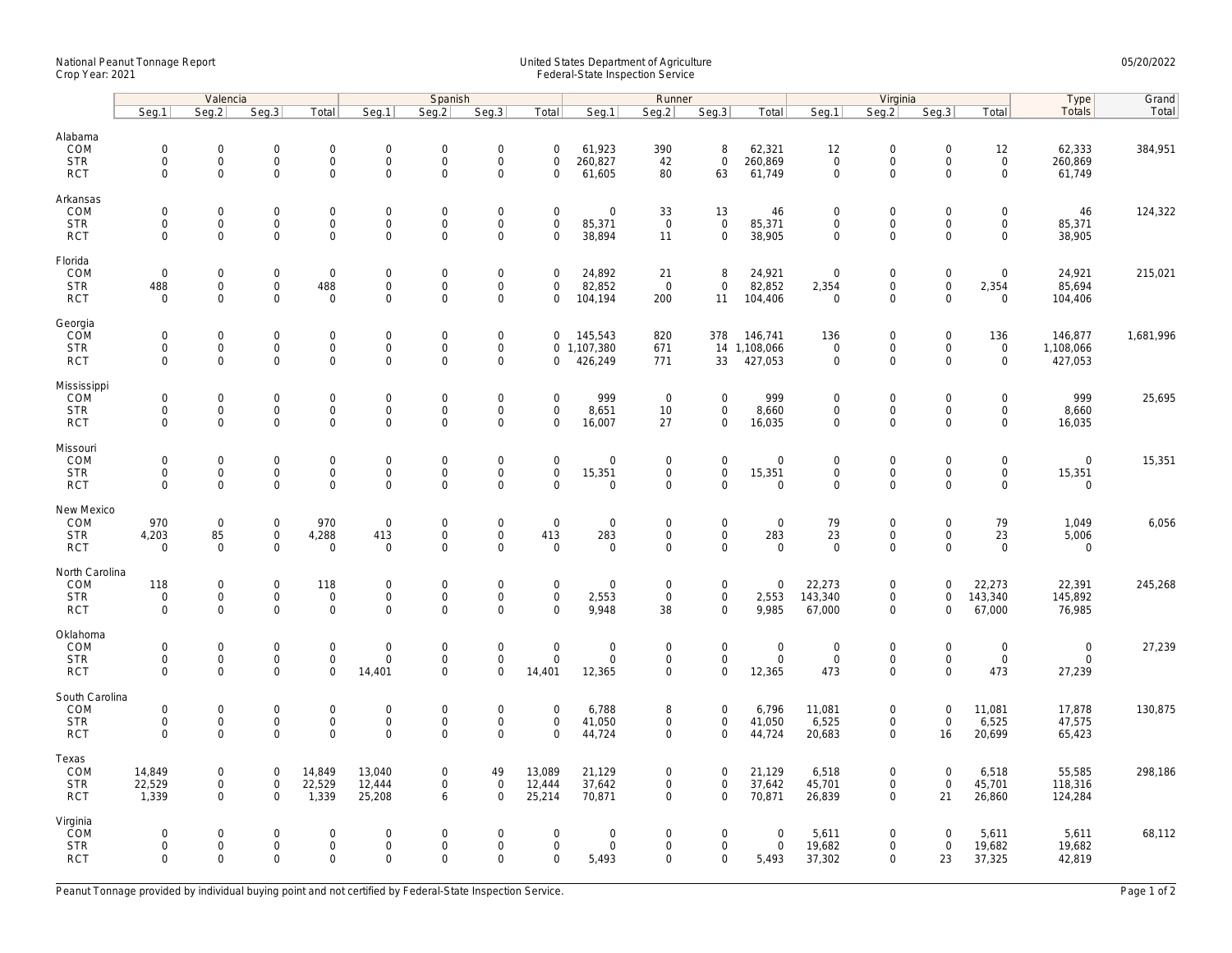National Peanut Tonnage Report
Crop Year: 2021

United States Department of Agriculture
Federal-State Inspection Service

05/20/2022

| | Valencia | | | | Spanish | | | | Runner | | | | Virginia | | | | Type | Grand |
|---|---|---|---|---|---|---|---|---|---|---|---|---|---|---|---|---|---|---|
| | Seg.1 | Seg.2 | Seg.3 | Total | Seg.1 | Seg.2 | Seg.3 | Total | Seg.1 | Seg.2 | Seg.3 | Total | Seg.1 | Seg.2 | Seg.3 | Total | Totals | Total |
| **Alabama** | | | | | | | | | | | | | | | | | | |
| COM | 0 | 0 | 0 | 0 | 0 | 0 | 0 | 0 | 61,923 | 390 | 8 | 62,321 | 12 | 0 | 0 | 12 | 62,333 | 384,951 |
| STR | 0 | 0 | 0 | 0 | 0 | 0 | 0 | 0 | 260,827 | 42 | 0 | 260,869 | 0 | 0 | 0 | 0 | 260,869 | |
| RCT | 0 | 0 | 0 | 0 | 0 | 0 | 0 | 0 | 61,605 | 80 | 63 | 61,749 | 0 | 0 | 0 | 0 | 61,749 | |
| **Arkansas** | | | | | | | | | | | | | | | | | | |
| COM | 0 | 0 | 0 | 0 | 0 | 0 | 0 | 0 | 0 | 33 | 13 | 46 | 0 | 0 | 0 | 0 | 46 | 124,322 |
| STR | 0 | 0 | 0 | 0 | 0 | 0 | 0 | 0 | 85,371 | 0 | 0 | 85,371 | 0 | 0 | 0 | 0 | 85,371 | |
| RCT | 0 | 0 | 0 | 0 | 0 | 0 | 0 | 0 | 38,894 | 11 | 0 | 38,905 | 0 | 0 | 0 | 0 | 38,905 | |
| **Florida** | | | | | | | | | | | | | | | | | | |
| COM | 0 | 0 | 0 | 0 | 0 | 0 | 0 | 0 | 24,892 | 21 | 8 | 24,921 | 0 | 0 | 0 | 0 | 24,921 | 215,021 |
| STR | 488 | 0 | 0 | 488 | 0 | 0 | 0 | 0 | 82,852 | 0 | 0 | 82,852 | 2,354 | 0 | 0 | 2,354 | 85,694 | |
| RCT | 0 | 0 | 0 | 0 | 0 | 0 | 0 | 0 | 104,194 | 200 | 11 | 104,406 | 0 | 0 | 0 | 0 | 104,406 | |
| **Georgia** | | | | | | | | | | | | | | | | | | |
| COM | 0 | 0 | 0 | 0 | 0 | 0 | 0 | 0 | 145,543 | 820 | 378 | 146,741 | 136 | 0 | 0 | 136 | 146,877 | 1,681,996 |
| STR | 0 | 0 | 0 | 0 | 0 | 0 | 0 | 0 | 1,107,380 | 671 | 14 | 1,108,066 | 0 | 0 | 0 | 0 | 1,108,066 | |
| RCT | 0 | 0 | 0 | 0 | 0 | 0 | 0 | 0 | 426,249 | 771 | 33 | 427,053 | 0 | 0 | 0 | 0 | 427,053 | |
| **Mississippi** | | | | | | | | | | | | | | | | | | |
| COM | 0 | 0 | 0 | 0 | 0 | 0 | 0 | 0 | 999 | 0 | 0 | 999 | 0 | 0 | 0 | 0 | 999 | 25,695 |
| STR | 0 | 0 | 0 | 0 | 0 | 0 | 0 | 0 | 8,651 | 10 | 0 | 8,660 | 0 | 0 | 0 | 0 | 8,660 | |
| RCT | 0 | 0 | 0 | 0 | 0 | 0 | 0 | 0 | 16,007 | 27 | 0 | 16,035 | 0 | 0 | 0 | 0 | 16,035 | |
| **Missouri** | | | | | | | | | | | | | | | | | | |
| COM | 0 | 0 | 0 | 0 | 0 | 0 | 0 | 0 | 0 | 0 | 0 | 0 | 0 | 0 | 0 | 0 | 0 | 15,351 |
| STR | 0 | 0 | 0 | 0 | 0 | 0 | 0 | 0 | 15,351 | 0 | 0 | 15,351 | 0 | 0 | 0 | 0 | 15,351 | |
| RCT | 0 | 0 | 0 | 0 | 0 | 0 | 0 | 0 | 0 | 0 | 0 | 0 | 0 | 0 | 0 | 0 | 0 | |
| **New Mexico** | | | | | | | | | | | | | | | | | | |
| COM | 970 | 0 | 0 | 970 | 0 | 0 | 0 | 0 | 0 | 0 | 0 | 0 | 79 | 0 | 0 | 79 | 1,049 | 6,056 |
| STR | 4,203 | 85 | 0 | 4,288 | 413 | 0 | 0 | 413 | 283 | 0 | 0 | 283 | 23 | 0 | 0 | 23 | 5,006 | |
| RCT | 0 | 0 | 0 | 0 | 0 | 0 | 0 | 0 | 0 | 0 | 0 | 0 | 0 | 0 | 0 | 0 | 0 | |
| **North Carolina** | | | | | | | | | | | | | | | | | | |
| COM | 118 | 0 | 0 | 118 | 0 | 0 | 0 | 0 | 0 | 0 | 0 | 0 | 22,273 | 0 | 0 | 22,273 | 22,391 | 245,268 |
| STR | 0 | 0 | 0 | 0 | 0 | 0 | 0 | 0 | 2,553 | 0 | 0 | 2,553 | 143,340 | 0 | 0 | 143,340 | 145,892 | |
| RCT | 0 | 0 | 0 | 0 | 0 | 0 | 0 | 0 | 9,948 | 38 | 0 | 9,985 | 67,000 | 0 | 0 | 67,000 | 76,985 | |
| **Oklahoma** | | | | | | | | | | | | | | | | | | |
| COM | 0 | 0 | 0 | 0 | 0 | 0 | 0 | 0 | 0 | 0 | 0 | 0 | 0 | 0 | 0 | 0 | 0 | 27,239 |
| STR | 0 | 0 | 0 | 0 | 0 | 0 | 0 | 0 | 0 | 0 | 0 | 0 | 0 | 0 | 0 | 0 | 0 | |
| RCT | 0 | 0 | 0 | 0 | 14,401 | 0 | 0 | 14,401 | 12,365 | 0 | 0 | 12,365 | 473 | 0 | 0 | 473 | 27,239 | |
| **South Carolina** | | | | | | | | | | | | | | | | | | |
| COM | 0 | 0 | 0 | 0 | 0 | 0 | 0 | 0 | 6,788 | 8 | 0 | 6,796 | 11,081 | 0 | 0 | 11,081 | 17,878 | 130,875 |
| STR | 0 | 0 | 0 | 0 | 0 | 0 | 0 | 0 | 41,050 | 0 | 0 | 41,050 | 6,525 | 0 | 0 | 6,525 | 47,575 | |
| RCT | 0 | 0 | 0 | 0 | 0 | 0 | 0 | 0 | 44,724 | 0 | 0 | 44,724 | 20,683 | 0 | 16 | 20,699 | 65,423 | |
| **Texas** | | | | | | | | | | | | | | | | | | |
| COM | 14,849 | 0 | 0 | 14,849 | 13,040 | 0 | 49 | 13,089 | 21,129 | 0 | 0 | 21,129 | 6,518 | 0 | 0 | 6,518 | 55,585 | 298,186 |
| STR | 22,529 | 0 | 0 | 22,529 | 12,444 | 0 | 0 | 12,444 | 37,642 | 0 | 0 | 37,642 | 45,701 | 0 | 0 | 45,701 | 118,316 | |
| RCT | 1,339 | 0 | 0 | 1,339 | 25,208 | 6 | 0 | 25,214 | 70,871 | 0 | 0 | 70,871 | 26,839 | 0 | 21 | 26,860 | 124,284 | |
| **Virginia** | | | | | | | | | | | | | | | | | | |
| COM | 0 | 0 | 0 | 0 | 0 | 0 | 0 | 0 | 0 | 0 | 0 | 0 | 5,611 | 0 | 0 | 5,611 | 5,611 | 68,112 |
| STR | 0 | 0 | 0 | 0 | 0 | 0 | 0 | 0 | 0 | 0 | 0 | 0 | 19,682 | 0 | 0 | 19,682 | 19,682 | |
| RCT | 0 | 0 | 0 | 0 | 0 | 0 | 0 | 0 | 5,493 | 0 | 0 | 5,493 | 37,302 | 0 | 23 | 37,325 | 42,819 | |

Peanut Tonnage provided by individual buying point and not certified by Federal-State Inspection Service.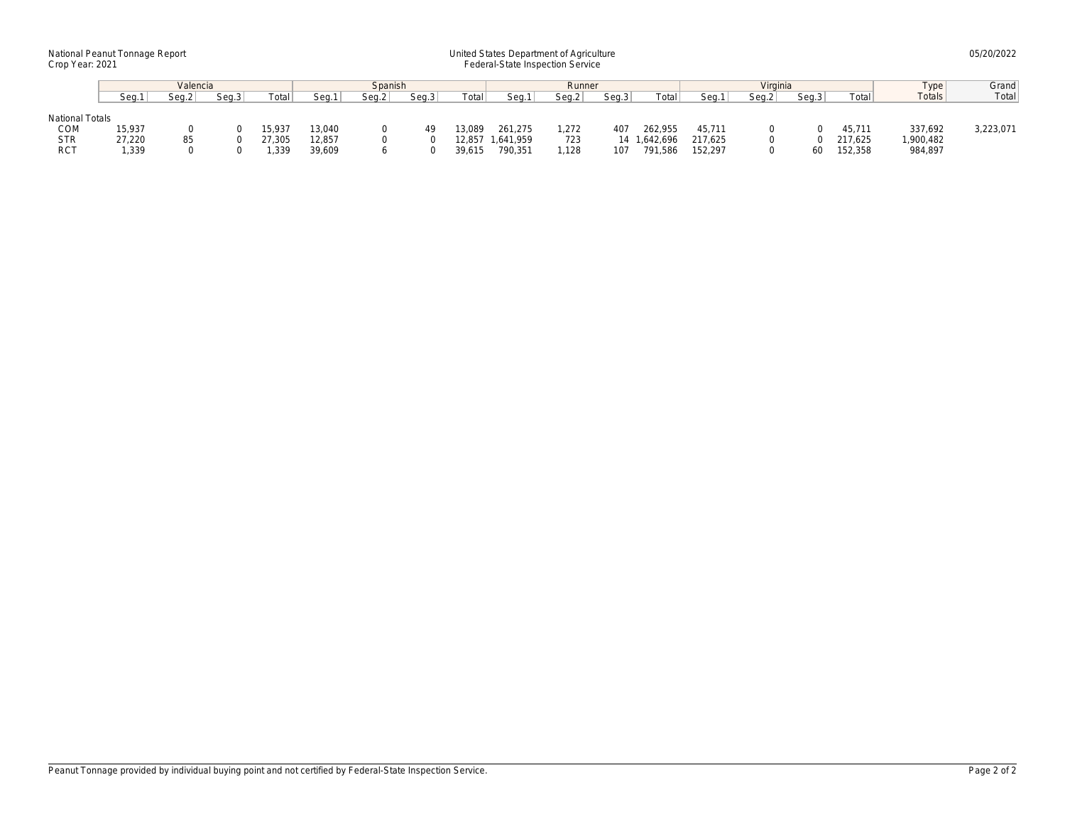National Peanut Tonnage Report
Crop Year: 2021

United States Department of Agriculture
Federal-State Inspection Service

05/20/2022

| | Valencia | | | | Spanish | | | | Runner | | | | Virginia | | | | Type | Grand |
|---|---|---|---|---|---|---|---|---|---|---|---|---|---|---|---|---|---|---|
| | Seg.1 | Seg.2 | Seg.3 | Total | Seg.1 | Seg.2 | Seg.3 | Total | Seg.1 | Seg.2 | Seg.3 | Total | Seg.1 | Seg.2 | Seg.3 | Total | Totals | Total |
| National Totals | | | | | | | | | | | | | | | | | | |
| COM | 15,937 | 0 | 0 | 15,937 | 13,040 | 0 | 49 | 13,089 | 261,275 | 1,272 | 407 | 262,955 | 45,711 | 0 | 0 | 45,711 | 337,692 | 3,223,071 |
| STR | 27,220 | 85 | 0 | 27,305 | 12,857 | 0 | 0 | 12,857 | 1,641,959 | 723 | 14 | 1,642,696 | 217,625 | 0 | 0 | 217,625 | 1,900,482 | |
| RCT | 1,339 | 0 | 0 | 1,339 | 39,609 | 6 | 0 | 39,615 | 790,351 | 1,128 | 107 | 791,586 | 152,297 | 0 | 60 | 152,358 | 984,897 | |

Peanut Tonnage provided by individual buying point and not certified by Federal-State Inspection Service.